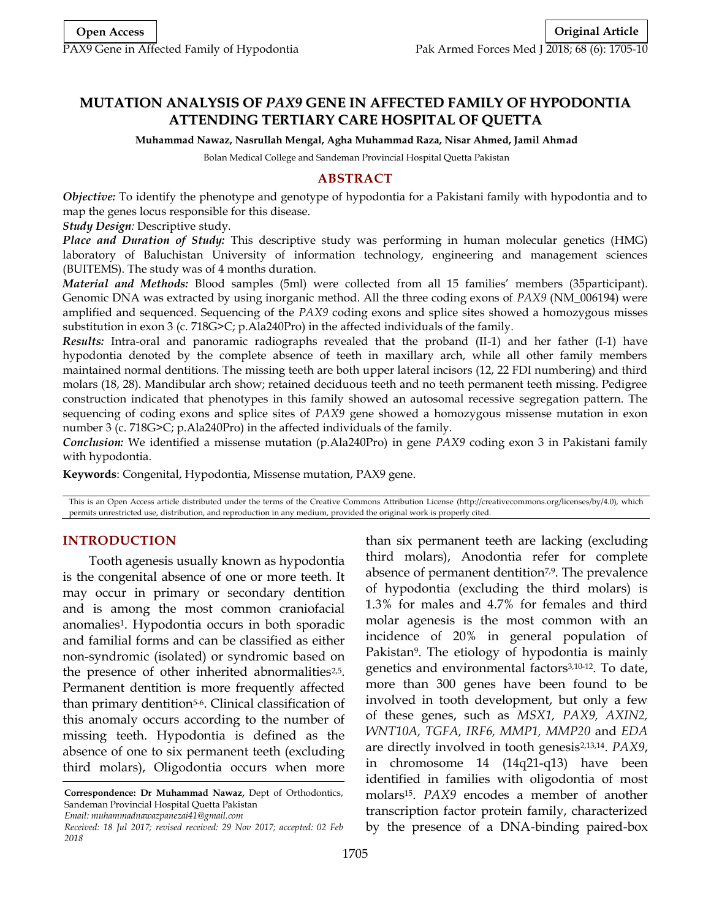Open Access

Original Article

# MUTATION ANALYSIS OF *PAX9* GENE IN AFFECTED FAMILY OF HYPODONTIA ATTENDING TERTIARY CARE HOSPITAL OF QUETTA

**Muhammad Nawaz, Nasrullah Mengal, Agha Muhammad Raza, Nisar Ahmed, Jamil Ahmad**

Bolan Medical College and Sandeman Provincial Hospital Quetta Pakistan

## ABSTRACT

***Objective:*** To identify the phenotype and genotype of hypodontia for a Pakistani family with hypodontia and to map the genes locus responsible for this disease.

***Study Design:*** Descriptive study.

***Place and Duration of Study:*** This descriptive study was performing in human molecular genetics (HMG) laboratory of Baluchistan University of information technology, engineering and management sciences (BUITEMS). The study was of 4 months duration.

***Material and Methods:*** Blood samples (5ml) were collected from all 15 families' members (35participant). Genomic DNA was extracted by using inorganic method. All the three coding exons of *PAX9* (NM_006194) were amplified and sequenced. Sequencing of the *PAX9* coding exons and splice sites showed a homozygous misses substitution in exon 3 (c. 718G>C; p.Ala240Pro) in the affected individuals of the family.

***Results:*** Intra-oral and panoramic radiographs revealed that the proband (II-1) and her father (I-1) have hypodontia denoted by the complete absence of teeth in maxillary arch, while all other family members maintained normal dentitions. The missing teeth are both upper lateral incisors (12, 22 FDI numbering) and third molars (18, 28). Mandibular arch show; retained deciduous teeth and no teeth permanent teeth missing. Pedigree construction indicated that phenotypes in this family showed an autosomal recessive segregation pattern. The sequencing of coding exons and splice sites of *PAX9* gene showed a homozygous missense mutation in exon number 3 (c. 718G>C; p.Ala240Pro) in the affected individuals of the family.

***Conclusion:*** We identified a missense mutation (p.Ala240Pro) in gene *PAX9* coding exon 3 in Pakistani family with hypodontia.

**Keywords**: Congenital, Hypodontia, Missense mutation, PAX9 gene.

This is an Open Access article distributed under the terms of the Creative Commons Attribution License (http://creativecommons.org/licenses/by/4.0), which permits unrestricted use, distribution, and reproduction in any medium, provided the original work is properly cited.

## INTRODUCTION

Tooth agenesis usually known as hypodontia is the congenital absence of one or more teeth. It may occur in primary or secondary dentition and is among the most common craniofacial anomalies[1]. Hypodontia occurs in both sporadic and familial forms and can be classified as either non-syndromic (isolated) or syndromic based on the presence of other inherited abnormalities[2,5]. Permanent dentition is more frequently affected than primary dentition[5-6]. Clinical classification of this anomaly occurs according to the number of missing teeth. Hypodontia is defined as the absence of one to six permanent teeth (excluding third molars), Oligodontia occurs when more than six permanent teeth are lacking (excluding third molars), Anodontia refer for complete absence of permanent dentition[7,9]. The prevalence of hypodontia (excluding the third molars) is 1.3% for males and 4.7% for females and third molar agenesis is the most common with an incidence of 20% in general population of Pakistan[9]. The etiology of hypodontia is mainly genetics and environmental factors[3,10-12]. To date, more than 300 genes have been found to be involved in tooth development, but only a few of these genes, such as *MSX1, PAX9, AXIN2, WNT10A, TGFA, IRF6, MMP1, MMP20* and *EDA* are directly involved in tooth genesis[2,13,14]. *PAX9*, in chromosome 14 (14q21-q13) have been identified in families with oligodontia of most molars[15]. *PAX9* encodes a member of another transcription factor protein family, characterized by the presence of a DNA-binding paired-box

**Correspondence: Dr Muhammad Nawaz,** Dept of Orthodontics, Sandeman Provincial Hospital Quetta Pakistan

*Email: muhammadnawazpanezai41@gmail.com*

*Received: 18 Jul 2017; revised received: 29 Nov 2017; accepted: 02 Feb 2018*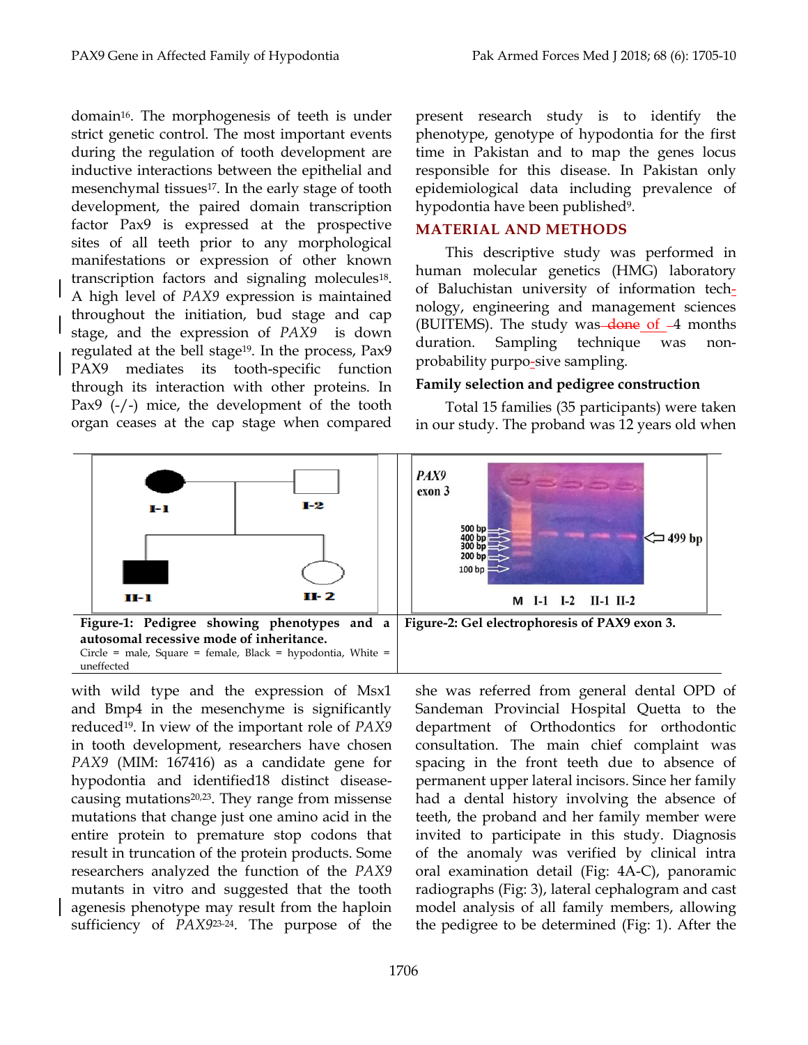domain[16]. The morphogenesis of teeth is under strict genetic control. The most important events during the regulation of tooth development are inductive interactions between the epithelial and mesenchymal tissues[17]. In the early stage of tooth development, the paired domain transcription factor Pax9 is expressed at the prospective sites of all teeth prior to any morphological manifestations or expression of other known transcription factors and signaling molecules[18]. A high level of *PAX9* expression is maintained throughout the initiation, bud stage and cap stage, and the expression of *PAX9* is down regulated at the bell stage[19]. In the process, Pax9 PAX9 mediates its tooth-specific function through its interaction with other proteins. In Pax9 (-/-) mice, the development of the tooth organ ceases at the cap stage when compared with wild type and the expression of Msx1 and Bmp4 in the mesenchyme is significantly reduced[19]. In view of the important role of *PAX9* in tooth development, researchers have chosen *PAX9* (MIM: 167416) as a candidate gene for hypodontia and identified18 distinct disease-causing mutations[20,23]. They range from missense mutations that change just one amino acid in the entire protein to premature stop codons that result in truncation of the protein products. Some researchers analyzed the function of the *PAX9* mutants in vitro and suggested that the tooth agenesis phenotype may result from the haploin sufficiency of *PAX9*[23-24]. The purpose of the present research study is to identify the phenotype, genotype of hypodontia for the first time in Pakistan and to map the genes locus responsible for this disease. In Pakistan only epidemiological data including prevalence of hypodontia have been published[9].

## MATERIAL AND METHODS

This descriptive study was performed in human molecular genetics (HMG) laboratory of Baluchistan university of information technology, engineering and management sciences (BUITEMS). The study was done of 4 months duration. Sampling technique was non-probability purposive sampling.

### Family selection and pedigree construction

Total 15 families (35 participants) were taken in our study. The proband was 12 years old when she was referred from general dental OPD of Sandeman Provincial Hospital Quetta to the department of Orthodontics for orthodontic consultation. The main chief complaint was spacing in the front teeth due to absence of permanent upper lateral incisors. Since her family had a dental history involving the absence of teeth, the proband and her family member were invited to participate in this study. Diagnosis of the anomaly was verified by clinical intra oral examination detail (Fig: 4A-C), panoramic radiographs (Fig: 3), lateral cephalogram and cast model analysis of all family members, allowing the pedigree to be determined (Fig: 1). After the

I-1
I-2
II-1
II- 2

**Figure-1: Pedigree showing phenotypes and a autosomal recessive mode of inheritance.**
Circle = male, Square = female, Black = hypodontia, White = uneffected

PAX9
exon 3
500 bp
400 bp
300 bp
200 bp
100 bp
499 bp
M I-1 I-2 II-1 II-2

**Figure-2: Gel electrophoresis of PAX9 exon 3.**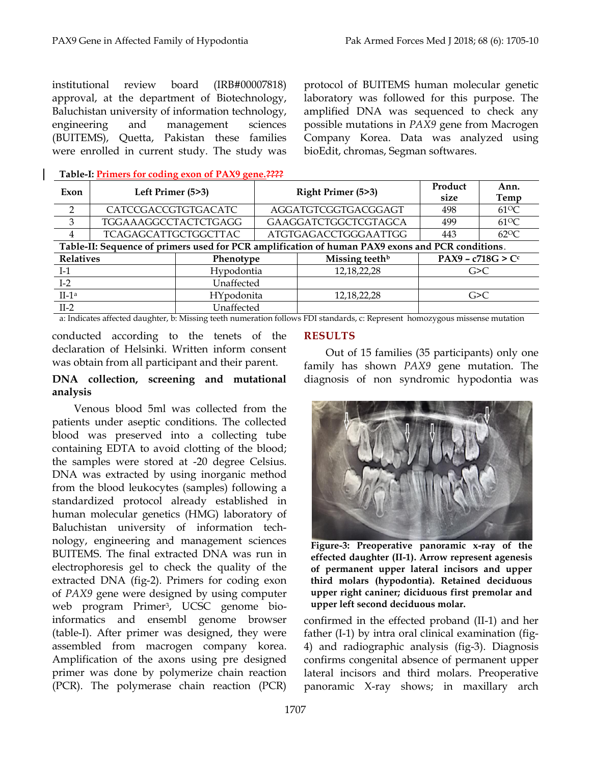institutional review board (IRB#00007818) approval, at the department of Biotechnology, Baluchistan university of information technology, engineering and management sciences (BUITEMS), Quetta, Pakistan these families were enrolled in current study. The study was conducted according to the tenets of the declaration of Helsinki. Written inform consent was obtain from all participant and their parent.

**Table-I: Primers for coding exon of PAX9 gene.????**

| Exon | Left Primer (5>3) | Right Primer (5>3) | Product size | Ann. Temp |
|---|---|---|---|---|
| 2 | CATCCGACCGTGTGACATC | AGGATGTCGGTGACGGAGT | 498 | 61ºC |
| 3 | TGGAAAGGCCTACTCTGAGG | GAAGGATCTGGCTCGTAGCA | 499 | 61ºC |
| 4 | TCAGAGCATTGCTGGCTTAC | ATGTGAGACCTGGGAATTGG | 443 | 62ºC |

**Table-II: Sequence of primers used for PCR amplification of human PAX9 exons and PCR conditions.**

| Relatives | Phenotype | Missing teeth[b] | PAX9 – c718G > C[c] |
|---|---|---|---|
| I-1 | Hypodontia | 12,18,22,28 | G>C |
| I-2 | Unaffected | | |
| II-1[a] | HYpodonita | 12,18,22,28 | G>C |
| II-2 | Unaffected | | |

a: Indicates affected daughter, b: Missing teeth numeration follows FDI standards, c: Represent homozygous missense mutation

### DNA collection, screening and mutational analysis

Venous blood 5ml was collected from the patients under aseptic conditions. The collected blood was preserved into a collecting tube containing EDTA to avoid clotting of the blood; the samples were stored at -20 degree Celsius. DNA was extracted by using inorganic method from the blood leukocytes (samples) following a standardized protocol already established in human molecular genetics (HMG) laboratory of Baluchistan university of information technology, engineering and management sciences BUITEMS. The final extracted DNA was run in electrophoresis gel to check the quality of the extracted DNA (fig-2). Primers for coding exon of *PAX9* gene were designed by using computer web program Primer[3], UCSC genome bioinformatics and ensembl genome browser (table-I). After primer was designed, they were assembled from macrogen company korea. Amplification of the axons using pre designed primer was done by polymerize chain reaction (PCR). The polymerase chain reaction (PCR) protocol of BUITEMS human molecular genetic laboratory was followed for this purpose. The amplified DNA was sequenced to check any possible mutations in *PAX9* gene from Macrogen Company Korea. Data was analyzed using bioEdit, chromas, Segman softwares.

## RESULTS

Out of 15 families (35 participants) only one family has shown *PAX9* gene mutation. The diagnosis of non syndromic hypodontia was confirmed in the effected proband (II-1) and her father (I-1) by intra oral clinical examination (fig-4) and radiographic analysis (fig-3). Diagnosis confirms congenital absence of permanent upper lateral incisors and third molars. Preoperative panoramic X-ray shows; in maxillary arch

**Figure-3: Preoperative panoramic x-ray of the effected daughter (II-1). Arrow represent agenesis of permanent upper lateral incisors and upper third molars (hypodontia). Retained deciduous upper right caniner; diciduous first premolar and upper left second deciduous molar.**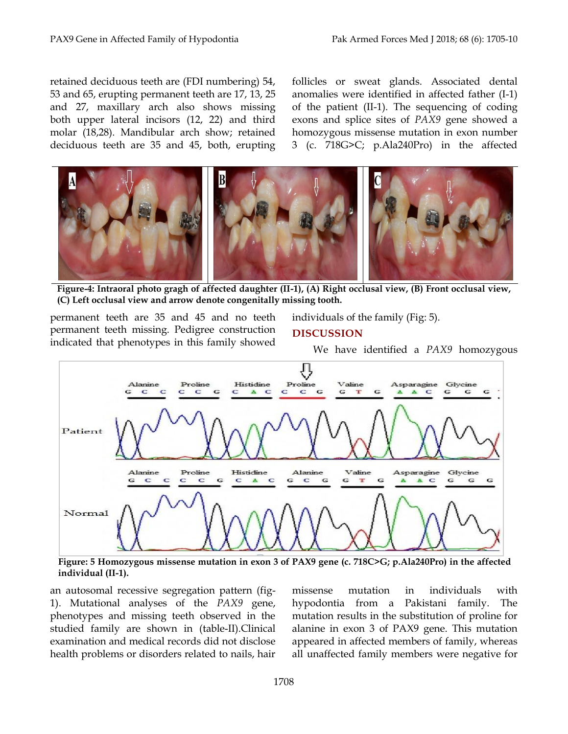retained deciduous teeth are (FDI numbering) 54, 53 and 65, erupting permanent teeth are 17, 13, 25 and 27, maxillary arch also shows missing both upper lateral incisors (12, 22) and third molar (18,28). Mandibular arch show; retained deciduous teeth are 35 and 45, both, erupting permanent teeth are 35 and 45 and no teeth permanent teeth missing. Pedigree construction indicated that phenotypes in this family showed an autosomal recessive segregation pattern (fig-1). Mutational analyses of the *PAX9* gene, phenotypes and missing teeth observed in the studied family are shown in (table-II).Clinical examination and medical records did not disclose health problems or disorders related to nails, hair follicles or sweat glands. Associated dental anomalies were identified in affected father (I-1) of the patient (II-1). The sequencing of coding exons and splice sites of *PAX9* gene showed a homozygous missense mutation in exon number 3 (c. 718G>C; p.Ala240Pro) in the affected individuals of the family (Fig: 5).

A B C

**Figure-4: Intraoral photo gragh of affected daughter (II-1), (A) Right occlusal view, (B) Front occlusal view, (C) Left occlusal view and arrow denote congenitally missing tooth.**

Alanine Proline Histidine Proline Valine Asparagine Glycine
G C C C C G C A C C C G G T G A A C G G G

Patient

Alanine Proline Histidine Alanine Valine Asparagine Glycine
G C C C C G C A C G C G G T G A A C G G G

Normal

**Figure: 5 Homozygous missense mutation in exon 3 of PAX9 gene (c. 718C>G; p.Ala240Pro) in the affected individual (II-1).**

## DISCUSSION

We have identified a *PAX9* homozygous missense mutation in individuals with hypodontia from a Pakistani family. The mutation results in the substitution of proline for alanine in exon 3 of PAX9 gene. This mutation appeared in affected members of family, whereas all unaffected family members were negative for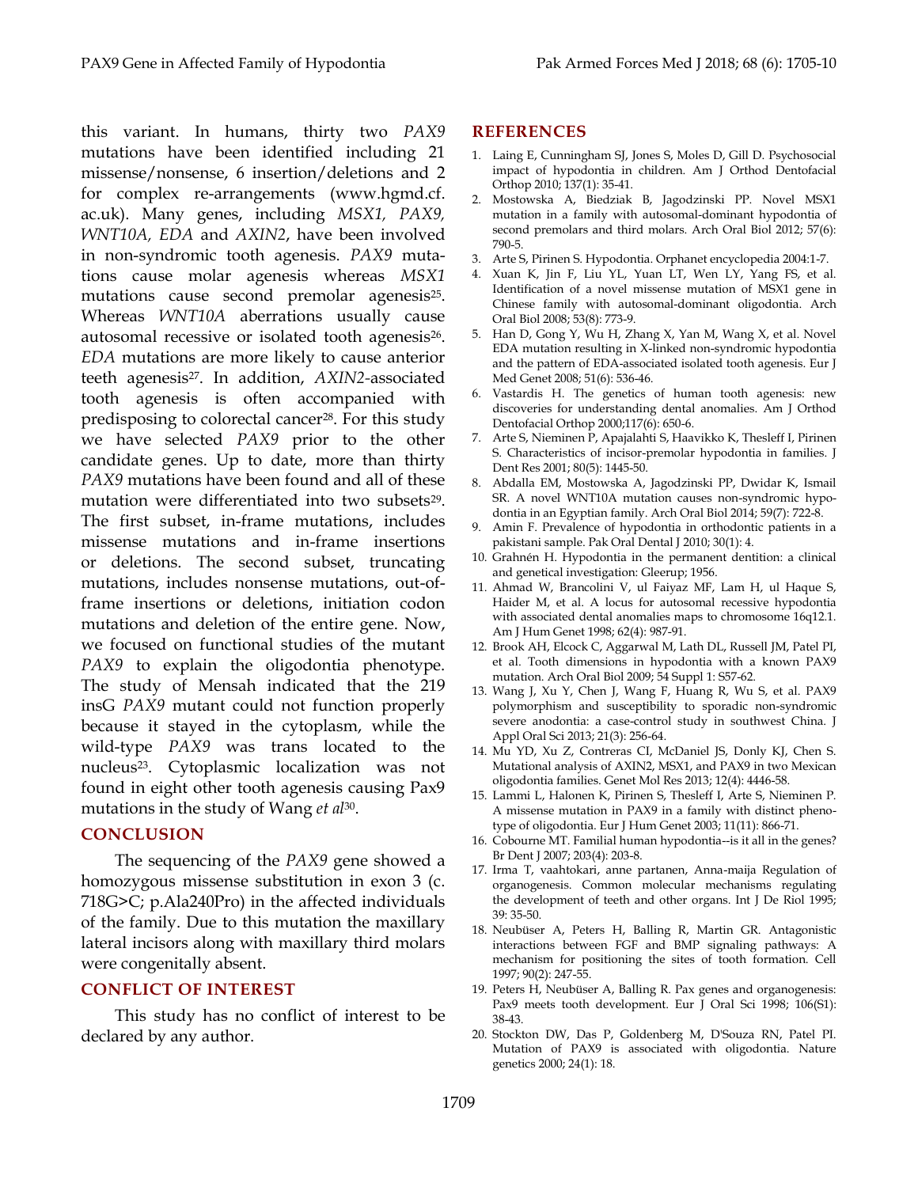this variant. In humans, thirty two *PAX9* mutations have been identified including 21 missense/nonsense, 6 insertion/deletions and 2 for complex re-arrangements (www.hgmd.cf.ac.uk). Many genes, including *MSX1, PAX9, WNT10A, EDA* and *AXIN2*, have been involved in non-syndromic tooth agenesis. *PAX9* mutations cause molar agenesis whereas *MSX1* mutations cause second premolar agenesis[25]. Whereas *WNT10A* aberrations usually cause autosomal recessive or isolated tooth agenesis[26]. *EDA* mutations are more likely to cause anterior teeth agenesis[27]. In addition, *AXIN2*-associated tooth agenesis is often accompanied with predisposing to colorectal cancer[28]. For this study we have selected *PAX9* prior to the other candidate genes. Up to date, more than thirty *PAX9* mutations have been found and all of these mutation were differentiated into two subsets[29]. The first subset, in-frame mutations, includes missense mutations and in-frame insertions or deletions. The second subset, truncating mutations, includes nonsense mutations, out-of-frame insertions or deletions, initiation codon mutations and deletion of the entire gene. Now, we focused on functional studies of the mutant *PAX9* to explain the oligodontia phenotype. The study of Mensah indicated that the 219 insG *PAX9* mutant could not function properly because it stayed in the cytoplasm, while the wild-type *PAX9* was trans located to the nucleus[23]. Cytoplasmic localization was not found in eight other tooth agenesis causing Pax9 mutations in the study of Wang *et al*[30].

## CONCLUSION

The sequencing of the *PAX9* gene showed a homozygous missense substitution in exon 3 (c. 718G>C; p.Ala240Pro) in the affected individuals of the family. Due to this mutation the maxillary lateral incisors along with maxillary third molars were congenitally absent.

## CONFLICT OF INTEREST

This study has no conflict of interest to be declared by any author.

## REFERENCES

1. Laing E, Cunningham SJ, Jones S, Moles D, Gill D. Psychosocial impact of hypodontia in children. Am J Orthod Dentofacial Orthop 2010; 137(1): 35-41.
2. Mostowska A, Biedziak B, Jagodzinski PP. Novel MSX1 mutation in a family with autosomal-dominant hypodontia of second premolars and third molars. Arch Oral Biol 2012; 57(6): 790-5.
3. Arte S, Pirinen S. Hypodontia. Orphanet encyclopedia 2004:1-7.
4. Xuan K, Jin F, Liu YL, Yuan LT, Wen LY, Yang FS, et al. Identification of a novel missense mutation of MSX1 gene in Chinese family with autosomal-dominant oligodontia. Arch Oral Biol 2008; 53(8): 773-9.
5. Han D, Gong Y, Wu H, Zhang X, Yan M, Wang X, et al. Novel EDA mutation resulting in X-linked non-syndromic hypodontia and the pattern of EDA-associated isolated tooth agenesis. Eur J Med Genet 2008; 51(6): 536-46.
6. Vastardis H. The genetics of human tooth agenesis: new discoveries for understanding dental anomalies. Am J Orthod Dentofacial Orthop 2000;117(6): 650-6.
7. Arte S, Nieminen P, Apajalahti S, Haavikko K, Thesleff I, Pirinen S. Characteristics of incisor-premolar hypodontia in families. J Dent Res 2001; 80(5): 1445-50.
8. Abdalla EM, Mostowska A, Jagodzinski PP, Dwidar K, Ismail SR. A novel WNT10A mutation causes non-syndromic hypodontia in an Egyptian family. Arch Oral Biol 2014; 59(7): 722-8.
9. Amin F. Prevalence of hypodontia in orthodontic patients in a pakistani sample. Pak Oral Dental J 2010; 30(1): 4.
10. Grahnén H. Hypodontia in the permanent dentition: a clinical and genetical investigation: Gleerup; 1956.
11. Ahmad W, Brancolini V, ul Faiyaz MF, Lam H, ul Haque S, Haider M, et al. A locus for autosomal recessive hypodontia with associated dental anomalies maps to chromosome 16q12.1. Am J Hum Genet 1998; 62(4): 987-91.
12. Brook AH, Elcock C, Aggarwal M, Lath DL, Russell JM, Patel PI, et al. Tooth dimensions in hypodontia with a known PAX9 mutation. Arch Oral Biol 2009; 54 Suppl 1: S57-62.
13. Wang J, Xu Y, Chen J, Wang F, Huang R, Wu S, et al. PAX9 polymorphism and susceptibility to sporadic non-syndromic severe anodontia: a case-control study in southwest China. J Appl Oral Sci 2013; 21(3): 256-64.
14. Mu YD, Xu Z, Contreras CI, McDaniel JS, Donly KJ, Chen S. Mutational analysis of AXIN2, MSX1, and PAX9 in two Mexican oligodontia families. Genet Mol Res 2013; 12(4): 4446-58.
15. Lammi L, Halonen K, Pirinen S, Thesleff I, Arte S, Nieminen P. A missense mutation in PAX9 in a family with distinct phenotype of oligodontia. Eur J Hum Genet 2003; 11(11): 866-71.
16. Cobourne MT. Familial human hypodontia--is it all in the genes? Br Dent J 2007; 203(4): 203-8.
17. Irma T, vaahtokari, anne partanen, Anna-maija Regulation of organogenesis. Common molecular mechanisms regulating the development of teeth and other organs. Int J De Riol 1995; 39: 35-50.
18. Neubüser A, Peters H, Balling R, Martin GR. Antagonistic interactions between FGF and BMP signaling pathways: A mechanism for positioning the sites of tooth formation. Cell 1997; 90(2): 247-55.
19. Peters H, Neubüser A, Balling R. Pax genes and organogenesis: Pax9 meets tooth development. Eur J Oral Sci 1998; 106(S1): 38-43.
20. Stockton DW, Das P, Goldenberg M, D'Souza RN, Patel PI. Mutation of PAX9 is associated with oligodontia. Nature genetics 2000; 24(1): 18.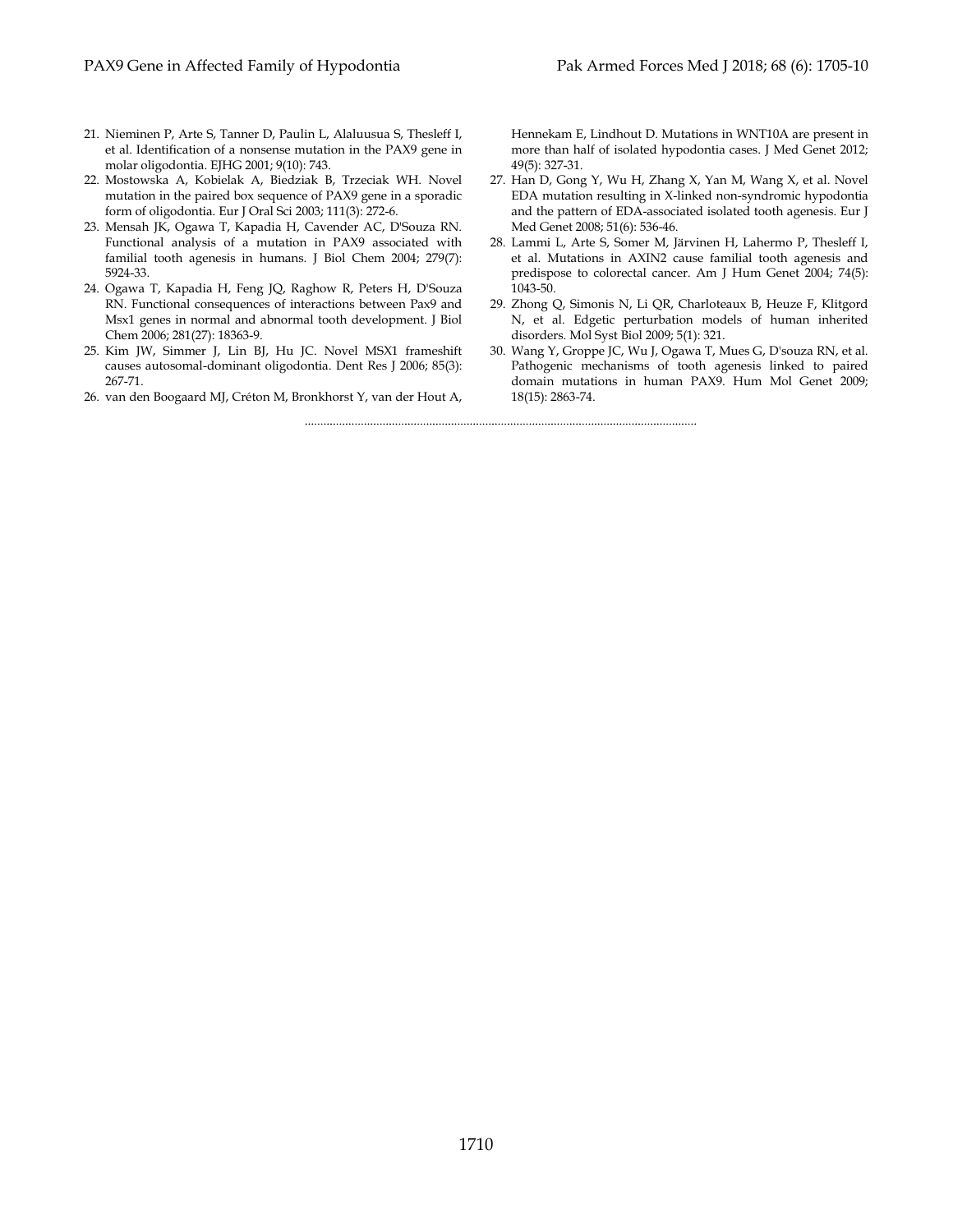21. Nieminen P, Arte S, Tanner D, Paulin L, Alaluusua S, Thesleff I, et al. Identification of a nonsense mutation in the PAX9 gene in molar oligodontia. EJHG 2001; 9(10): 743.
22. Mostowska A, Kobielak A, Biedziak B, Trzeciak WH. Novel mutation in the paired box sequence of PAX9 gene in a sporadic form of oligodontia. Eur J Oral Sci 2003; 111(3): 272-6.
23. Mensah JK, Ogawa T, Kapadia H, Cavender AC, D'Souza RN. Functional analysis of a mutation in PAX9 associated with familial tooth agenesis in humans. J Biol Chem 2004; 279(7): 5924-33.
24. Ogawa T, Kapadia H, Feng JQ, Raghow R, Peters H, D'Souza RN. Functional consequences of interactions between Pax9 and Msx1 genes in normal and abnormal tooth development. J Biol Chem 2006; 281(27): 18363-9.
25. Kim JW, Simmer J, Lin BJ, Hu JC. Novel MSX1 frameshift causes autosomal-dominant oligodontia. Dent Res J 2006; 85(3): 267-71.
26. van den Boogaard MJ, Créton M, Bronkhorst Y, van der Hout A, Hennekam E, Lindhout D. Mutations in WNT10A are present in more than half of isolated hypodontia cases. J Med Genet 2012; 49(5): 327-31.
27. Han D, Gong Y, Wu H, Zhang X, Yan M, Wang X, et al. Novel EDA mutation resulting in X-linked non-syndromic hypodontia and the pattern of EDA-associated isolated tooth agenesis. Eur J Med Genet 2008; 51(6): 536-46.
28. Lammi L, Arte S, Somer M, Järvinen H, Lahermo P, Thesleff I, et al. Mutations in AXIN2 cause familial tooth agenesis and predispose to colorectal cancer. Am J Hum Genet 2004; 74(5): 1043-50.
29. Zhong Q, Simonis N, Li QR, Charloteaux B, Heuze F, Klitgord N, et al. Edgetic perturbation models of human inherited disorders. Mol Syst Biol 2009; 5(1): 321.
30. Wang Y, Groppe JC, Wu J, Ogawa T, Mues G, D'souza RN, et al. Pathogenic mechanisms of tooth agenesis linked to paired domain mutations in human PAX9. Hum Mol Genet 2009; 18(15): 2863-74.

.............................................................................................................................